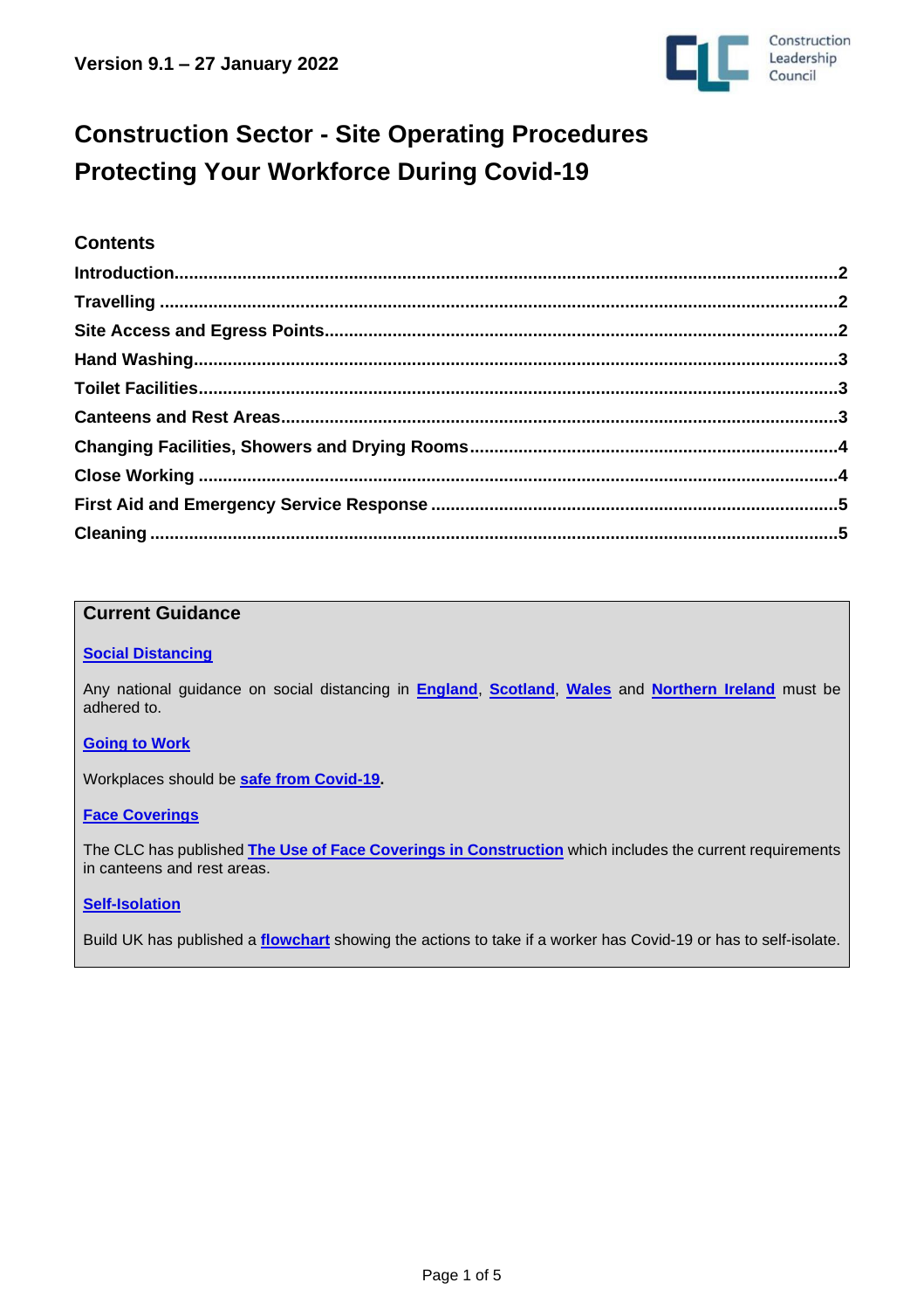**Version 9.1 – 27 January 2022**

Construction Leadership Council

# Construction Sector - Site Operating Procedures
# Protecting Your Workforce During Covid-19

## Contents

**Introduction......................................................2**
**Travelling......................................................2**
**Site Access and Egress Points......................................................2**
**Hand Washing......................................................3**
**Toilet Facilities......................................................3**
**Canteens and Rest Areas......................................................3**
**Changing Facilities, Showers and Drying Rooms......................................................4**
**Close Working......................................................4**
**First Aid and Emergency Service Response......................................................5**
**Cleaning......................................................5**

## Current Guidance

**Social Distancing**

Any national guidance on social distancing in **England**, **Scotland**, **Wales** and **Northern Ireland** must be adhered to.

**Going to Work**

Workplaces should be **safe from Covid-19**.

**Face Coverings**

The CLC has published **The Use of Face Coverings in Construction** which includes the current requirements in canteens and rest areas.

**Self-Isolation**

Build UK has published a **flowchart** showing the actions to take if a worker has Covid-19 or has to self-isolate.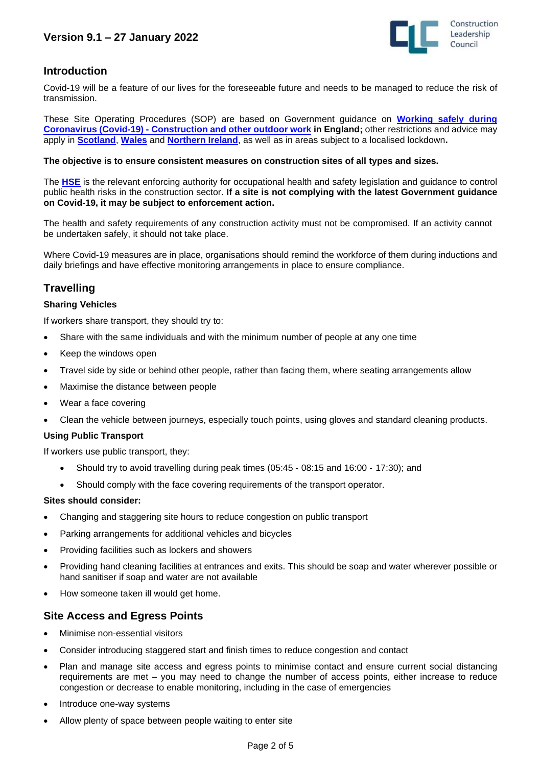## Introduction

Covid-19 will be a feature of our lives for the foreseeable future and needs to be managed to reduce the risk of transmission.

These Site Operating Procedures (SOP) are based on Government guidance on **Working safely during Coronavirus (Covid-19) - Construction and other outdoor work in England;** other restrictions and advice may apply in **Scotland**, **Wales** and **Northern Ireland**, as well as in areas subject to a localised lockdown**.**

**The objective is to ensure consistent measures on construction sites of all types and sizes.**

The **HSE** is the relevant enforcing authority for occupational health and safety legislation and guidance to control public health risks in the construction sector. **If a site is not complying with the latest Government guidance on Covid-19, it may be subject to enforcement action.**

The health and safety requirements of any construction activity must not be compromised. If an activity cannot be undertaken safely, it should not take place.

Where Covid-19 measures are in place, organisations should remind the workforce of them during inductions and daily briefings and have effective monitoring arrangements in place to ensure compliance.

## Travelling

### Sharing Vehicles

If workers share transport, they should try to:

- Share with the same individuals and with the minimum number of people at any one time
- Keep the windows open
- Travel side by side or behind other people, rather than facing them, where seating arrangements allow
- Maximise the distance between people
- Wear a face covering
- Clean the vehicle between journeys, especially touch points, using gloves and standard cleaning products.

### Using Public Transport

If workers use public transport, they:

- Should try to avoid travelling during peak times (05:45 - 08:15 and 16:00 - 17:30); and
- Should comply with the face covering requirements of the transport operator.

### Sites should consider:

- Changing and staggering site hours to reduce congestion on public transport
- Parking arrangements for additional vehicles and bicycles
- Providing facilities such as lockers and showers
- Providing hand cleaning facilities at entrances and exits. This should be soap and water wherever possible or hand sanitiser if soap and water are not available
- How someone taken ill would get home.

## Site Access and Egress Points

- Minimise non-essential visitors
- Consider introducing staggered start and finish times to reduce congestion and contact
- Plan and manage site access and egress points to minimise contact and ensure current social distancing requirements are met – you may need to change the number of access points, either increase to reduce congestion or decrease to enable monitoring, including in the case of emergencies
- Introduce one-way systems
- Allow plenty of space between people waiting to enter site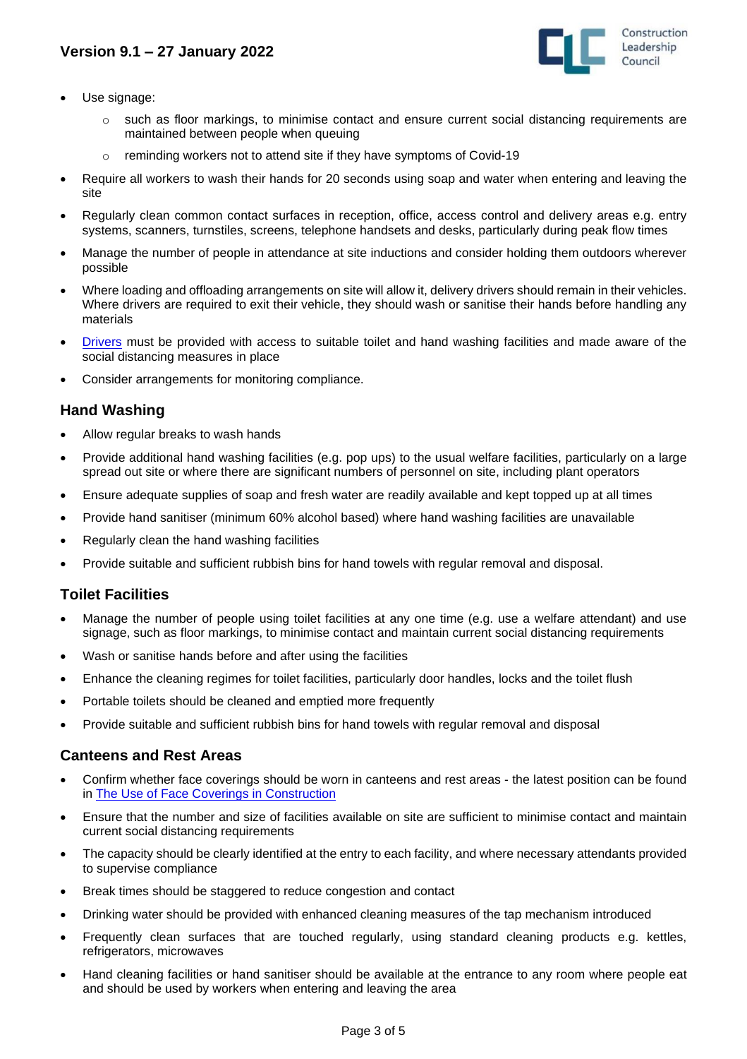- Use signage:
  - such as floor markings, to minimise contact and ensure current social distancing requirements are maintained between people when queuing
  - reminding workers not to attend site if they have symptoms of Covid-19
- Require all workers to wash their hands for 20 seconds using soap and water when entering and leaving the site
- Regularly clean common contact surfaces in reception, office, access control and delivery areas e.g. entry systems, scanners, turnstiles, screens, telephone handsets and desks, particularly during peak flow times
- Manage the number of people in attendance at site inductions and consider holding them outdoors wherever possible
- Where loading and offloading arrangements on site will allow it, delivery drivers should remain in their vehicles. Where drivers are required to exit their vehicle, they should wash or sanitise their hands before handling any materials
- Drivers must be provided with access to suitable toilet and hand washing facilities and made aware of the social distancing measures in place
- Consider arrangements for monitoring compliance.

## Hand Washing

- Allow regular breaks to wash hands
- Provide additional hand washing facilities (e.g. pop ups) to the usual welfare facilities, particularly on a large spread out site or where there are significant numbers of personnel on site, including plant operators
- Ensure adequate supplies of soap and fresh water are readily available and kept topped up at all times
- Provide hand sanitiser (minimum 60% alcohol based) where hand washing facilities are unavailable
- Regularly clean the hand washing facilities
- Provide suitable and sufficient rubbish bins for hand towels with regular removal and disposal.

## Toilet Facilities

- Manage the number of people using toilet facilities at any one time (e.g. use a welfare attendant) and use signage, such as floor markings, to minimise contact and maintain current social distancing requirements
- Wash or sanitise hands before and after using the facilities
- Enhance the cleaning regimes for toilet facilities, particularly door handles, locks and the toilet flush
- Portable toilets should be cleaned and emptied more frequently
- Provide suitable and sufficient rubbish bins for hand towels with regular removal and disposal

## Canteens and Rest Areas

- Confirm whether face coverings should be worn in canteens and rest areas - the latest position can be found in The Use of Face Coverings in Construction
- Ensure that the number and size of facilities available on site are sufficient to minimise contact and maintain current social distancing requirements
- The capacity should be clearly identified at the entry to each facility, and where necessary attendants provided to supervise compliance
- Break times should be staggered to reduce congestion and contact
- Drinking water should be provided with enhanced cleaning measures of the tap mechanism introduced
- Frequently clean surfaces that are touched regularly, using standard cleaning products e.g. kettles, refrigerators, microwaves
- Hand cleaning facilities or hand sanitiser should be available at the entrance to any room where people eat and should be used by workers when entering and leaving the area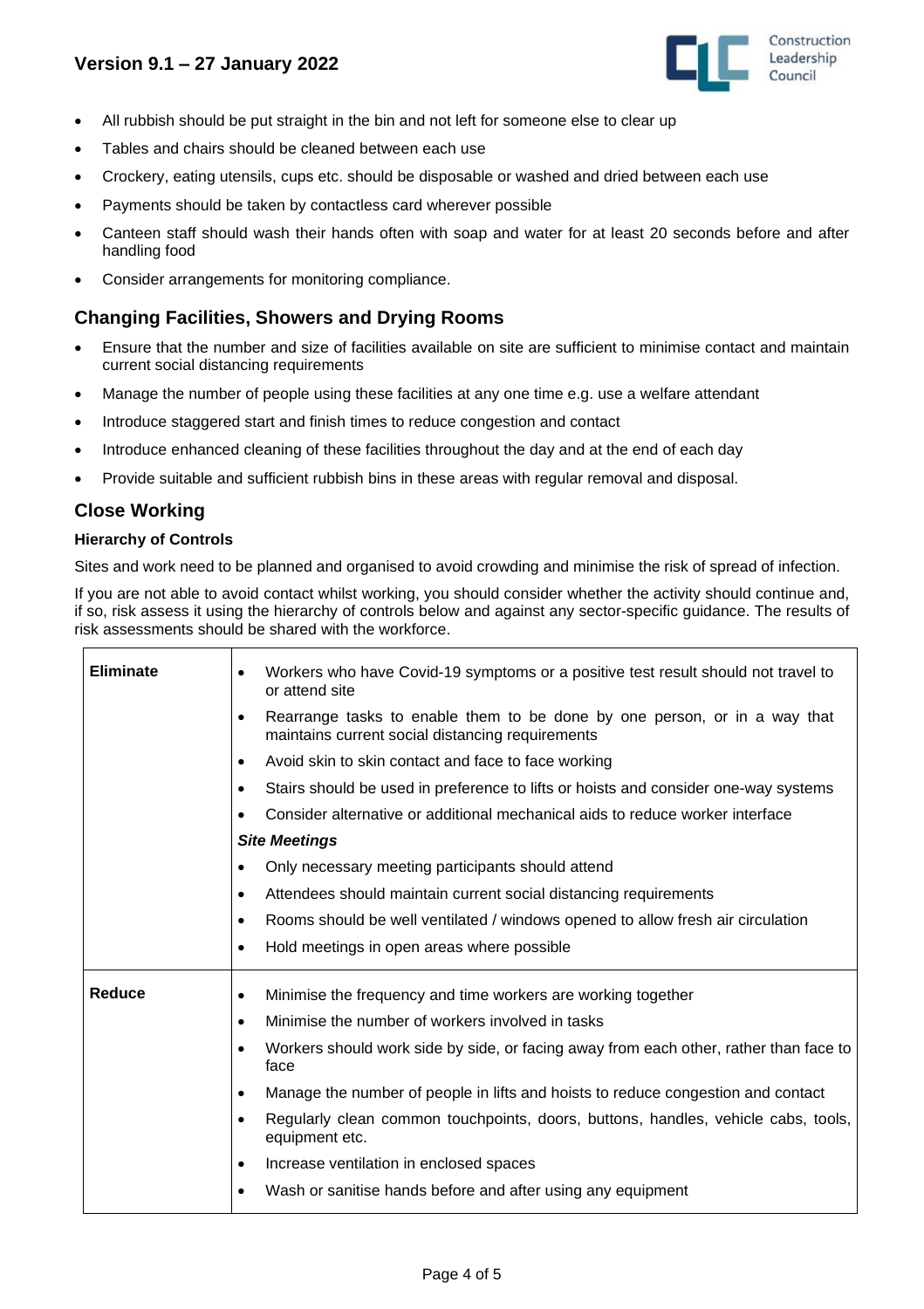- All rubbish should be put straight in the bin and not left for someone else to clear up
- Tables and chairs should be cleaned between each use
- Crockery, eating utensils, cups etc. should be disposable or washed and dried between each use
- Payments should be taken by contactless card wherever possible
- Canteen staff should wash their hands often with soap and water for at least 20 seconds before and after handling food
- Consider arrangements for monitoring compliance.

## Changing Facilities, Showers and Drying Rooms

- Ensure that the number and size of facilities available on site are sufficient to minimise contact and maintain current social distancing requirements
- Manage the number of people using these facilities at any one time e.g. use a welfare attendant
- Introduce staggered start and finish times to reduce congestion and contact
- Introduce enhanced cleaning of these facilities throughout the day and at the end of each day
- Provide suitable and sufficient rubbish bins in these areas with regular removal and disposal.

## Close Working

### Hierarchy of Controls

Sites and work need to be planned and organised to avoid crowding and minimise the risk of spread of infection.

If you are not able to avoid contact whilst working, you should consider whether the activity should continue and, if so, risk assess it using the hierarchy of controls below and against any sector-specific guidance. The results of risk assessments should be shared with the workforce.

| | |
|---|---|
| **Eliminate** | • Workers who have Covid-19 symptoms or a positive test result should not travel to or attend site<br>• Rearrange tasks to enable them to be done by one person, or in a way that maintains current social distancing requirements<br>• Avoid skin to skin contact and face to face working<br>• Stairs should be used in preference to lifts or hoists and consider one-way systems<br>• Consider alternative or additional mechanical aids to reduce worker interface<br>***Site Meetings***<br>• Only necessary meeting participants should attend<br>• Attendees should maintain current social distancing requirements<br>• Rooms should be well ventilated / windows opened to allow fresh air circulation<br>• Hold meetings in open areas where possible |
| **Reduce** | • Minimise the frequency and time workers are working together<br>• Minimise the number of workers involved in tasks<br>• Workers should work side by side, or facing away from each other, rather than face to face<br>• Manage the number of people in lifts and hoists to reduce congestion and contact<br>• Regularly clean common touchpoints, doors, buttons, handles, vehicle cabs, tools, equipment etc.<br>• Increase ventilation in enclosed spaces<br>• Wash or sanitise hands before and after using any equipment |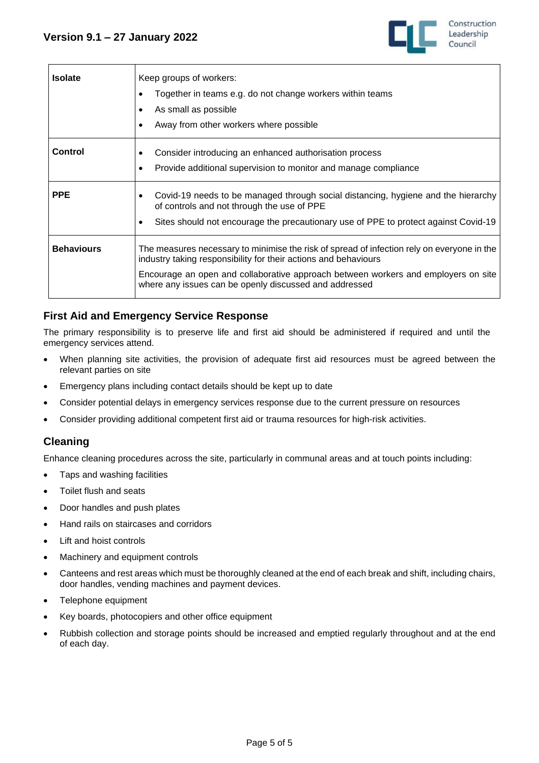| | |
|---|---|
| **Isolate** | Keep groups of workers:<br>• Together in teams e.g. do not change workers within teams<br>• As small as possible<br>• Away from other workers where possible |
| **Control** | • Consider introducing an enhanced authorisation process<br>• Provide additional supervision to monitor and manage compliance |
| **PPE** | • Covid-19 needs to be managed through social distancing, hygiene and the hierarchy of controls and not through the use of PPE<br>• Sites should not encourage the precautionary use of PPE to protect against Covid-19 |
| **Behaviours** | The measures necessary to minimise the risk of spread of infection rely on everyone in the industry taking responsibility for their actions and behaviours<br>Encourage an open and collaborative approach between workers and employers on site where any issues can be openly discussed and addressed |

## First Aid and Emergency Service Response

The primary responsibility is to preserve life and first aid should be administered if required and until the emergency services attend.

- When planning site activities, the provision of adequate first aid resources must be agreed between the relevant parties on site
- Emergency plans including contact details should be kept up to date
- Consider potential delays in emergency services response due to the current pressure on resources
- Consider providing additional competent first aid or trauma resources for high-risk activities.

## Cleaning

Enhance cleaning procedures across the site, particularly in communal areas and at touch points including:

- Taps and washing facilities
- Toilet flush and seats
- Door handles and push plates
- Hand rails on staircases and corridors
- Lift and hoist controls
- Machinery and equipment controls
- Canteens and rest areas which must be thoroughly cleaned at the end of each break and shift, including chairs, door handles, vending machines and payment devices.
- Telephone equipment
- Key boards, photocopiers and other office equipment
- Rubbish collection and storage points should be increased and emptied regularly throughout and at the end of each day.